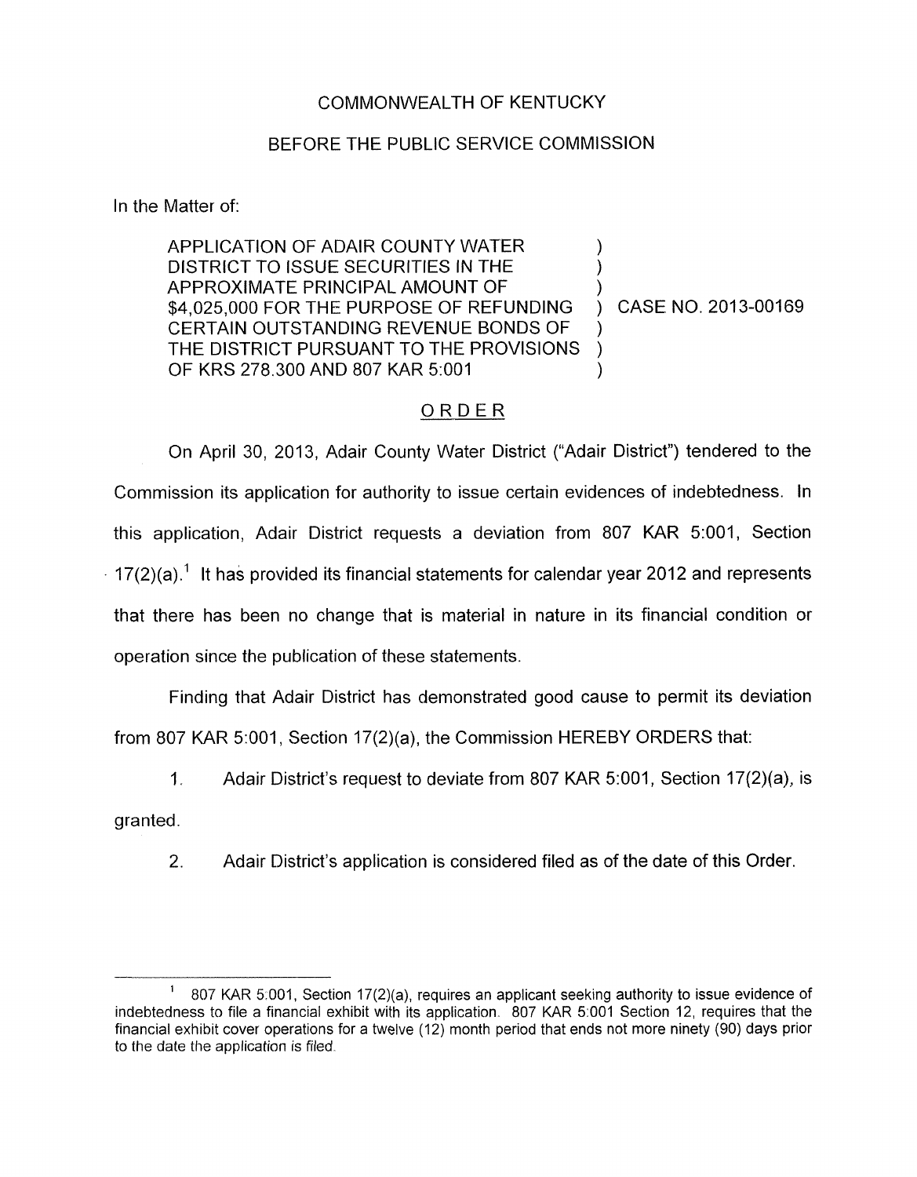COMMONWEALTH OF KENTUCKY

BEFORE THE PUBLIC SERVICE COMMISSION

In the Matter of:

| | | |
|---|---|---|
| APPLICATION OF ADAIR COUNTY WATER DISTRICT TO ISSUE SECURITIES IN THE APPROXIMATE PRINCIPAL AMOUNT OF $4,025,000 FOR THE PURPOSE OF REFUNDING CERTAIN OUTSTANDING REVENUE BONDS OF THE DISTRICT PURSUANT TO THE PROVISIONS OF KRS 278.300 AND 807 KAR 5:001 | ) | CASE NO. 2013-00169 |

## ORDER

On April 30, 2013, Adair County Water District ("Adair District") tendered to the Commission its application for authority to issue certain evidences of indebtedness. In this application, Adair District requests a deviation from 807 KAR 5:001, Section 17(2)(a).[1] It has provided its financial statements for calendar year 2012 and represents that there has been no change that is material in nature in its financial condition or operation since the publication of these statements.

Finding that Adair District has demonstrated good cause to permit its deviation from 807 KAR 5:001, Section 17(2)(a), the Commission HEREBY ORDERS that:

1. Adair District's request to deviate from 807 KAR 5:001, Section 17(2)(a), is granted.

2. Adair District's application is considered filed as of the date of this Order.

---

[1] 807 KAR 5:001, Section 17(2)(a), requires an applicant seeking authority to issue evidence of indebtedness to file a financial exhibit with its application. 807 KAR 5:001 Section 12, requires that the financial exhibit cover operations for a twelve (12) month period that ends not more ninety (90) days prior to the date the application is filed.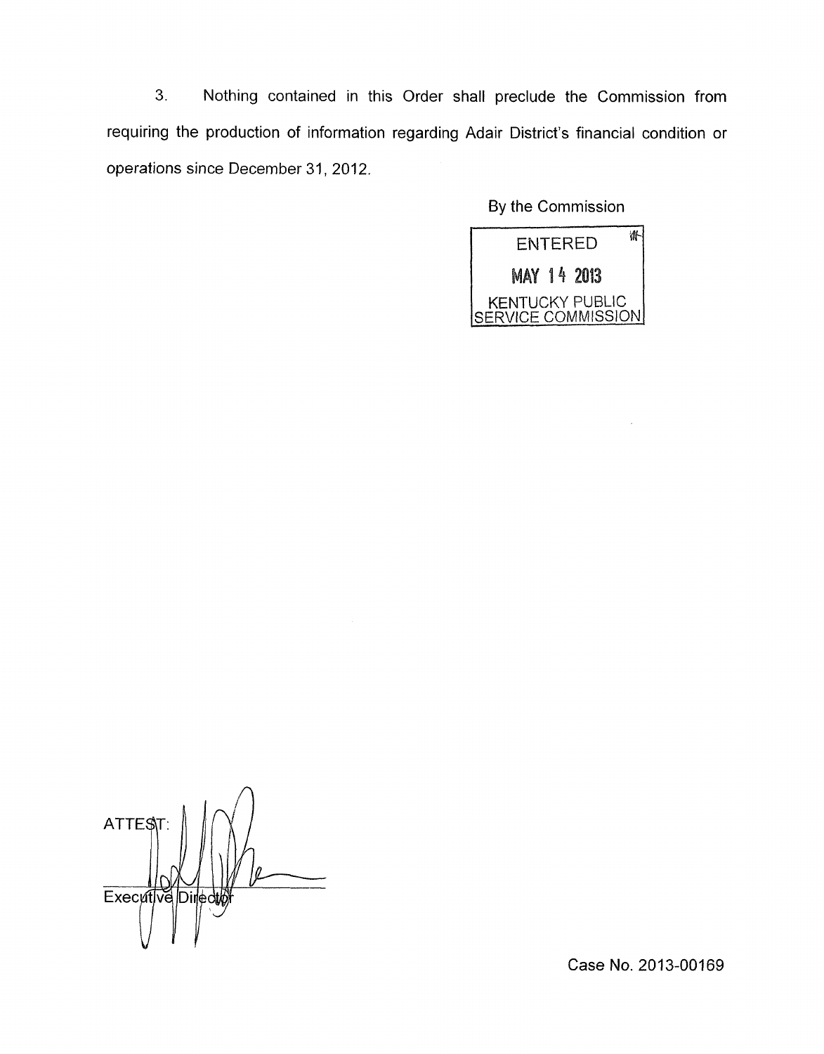3. Nothing contained in this Order shall preclude the Commission from requiring the production of information regarding Adair District's financial condition or operations since December 31, 2012.

By the Commission

ENTERED

MAY 14 2013

KENTUCKY PUBLIC SERVICE COMMISSION

ATTEST:

Executive Director

Case No. 2013-00169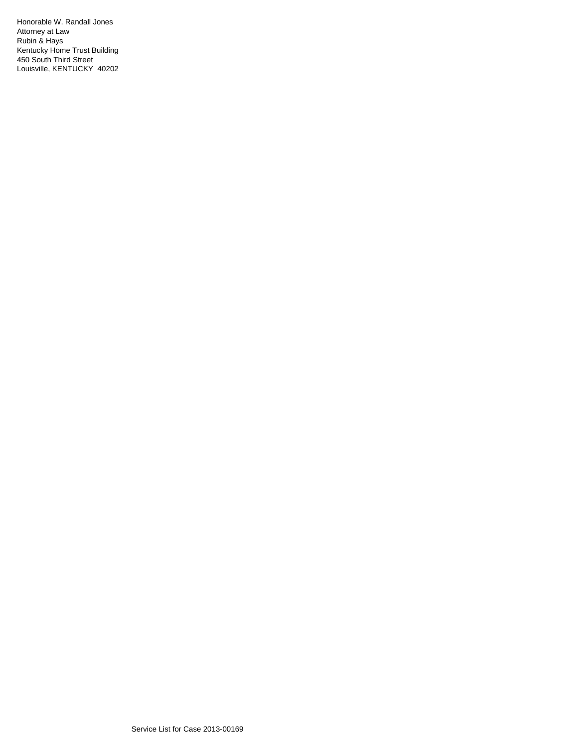Honorable W. Randall Jones
Attorney at Law
Rubin & Hays
Kentucky Home Trust Building
450 South Third Street
Louisville, KENTUCKY 40202

Service List for Case 2013-00169